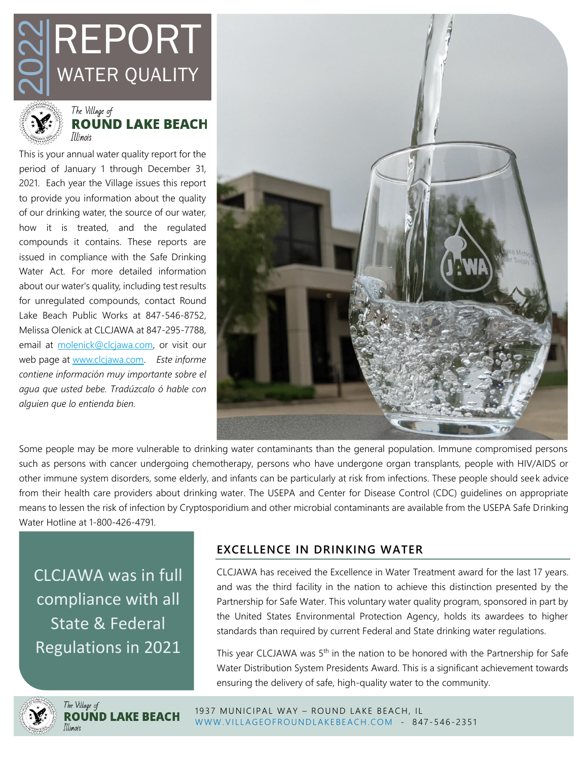# 2022 REPORT WATER QUALITY

*The Village of*
**ROUND LAKE BEACH**
*Illinois*

This is your annual water quality report for the period of January 1 through December 31, 2021. Each year the Village issues this report to provide you information about the quality of our drinking water, the source of our water, how it is treated, and the regulated compounds it contains. These reports are issued in compliance with the Safe Drinking Water Act. For more detailed information about our water's quality, including test results for unregulated compounds, contact Round Lake Beach Public Works at 847-546-8752, Melissa Olenick at CLCJAWA at 847-295-7788, email at molenick@clcjawa.com, or visit our web page at www.clcjawa.com. *Este informe contiene información muy importante sobre el agua que usted bebe. Tradúzcalo ó hable con alguien que lo entienda bien.*

Some people may be more vulnerable to drinking water contaminants than the general population. Immune compromised persons such as persons with cancer undergoing chemotherapy, persons who have undergone organ transplants, people with HIV/AIDS or other immune system disorders, some elderly, and infants can be particularly at risk from infections. These people should seek advice from their health care providers about drinking water. The USEPA and Center for Disease Control (CDC) guidelines on appropriate means to lessen the risk of infection by Cryptosporidium and other microbial contaminants are available from the USEPA Safe Drinking Water Hotline at 1-800-426-4791.

CLCJAWA was in full compliance with all State & Federal Regulations in 2021

## EXCELLENCE IN DRINKING WATER

CLCJAWA has received the Excellence in Water Treatment award for the last 17 years. and was the third facility in the nation to achieve this distinction presented by the Partnership for Safe Water. This voluntary water quality program, sponsored in part by the United States Environmental Protection Agency, holds its awardees to higher standards than required by current Federal and State drinking water regulations.

This year CLCJAWA was 5th in the nation to be honored with the Partnership for Safe Water Distribution System Presidents Award. This is a significant achievement towards ensuring the delivery of safe, high-quality water to the community.

*The Village of*
**ROUND LAKE BEACH**
*Illinois*

1937 MUNICIPAL WAY – ROUND LAKE BEACH, IL
WWW.VILLAGEOFROUNDLAKEBEACH.COM - 847-546-2351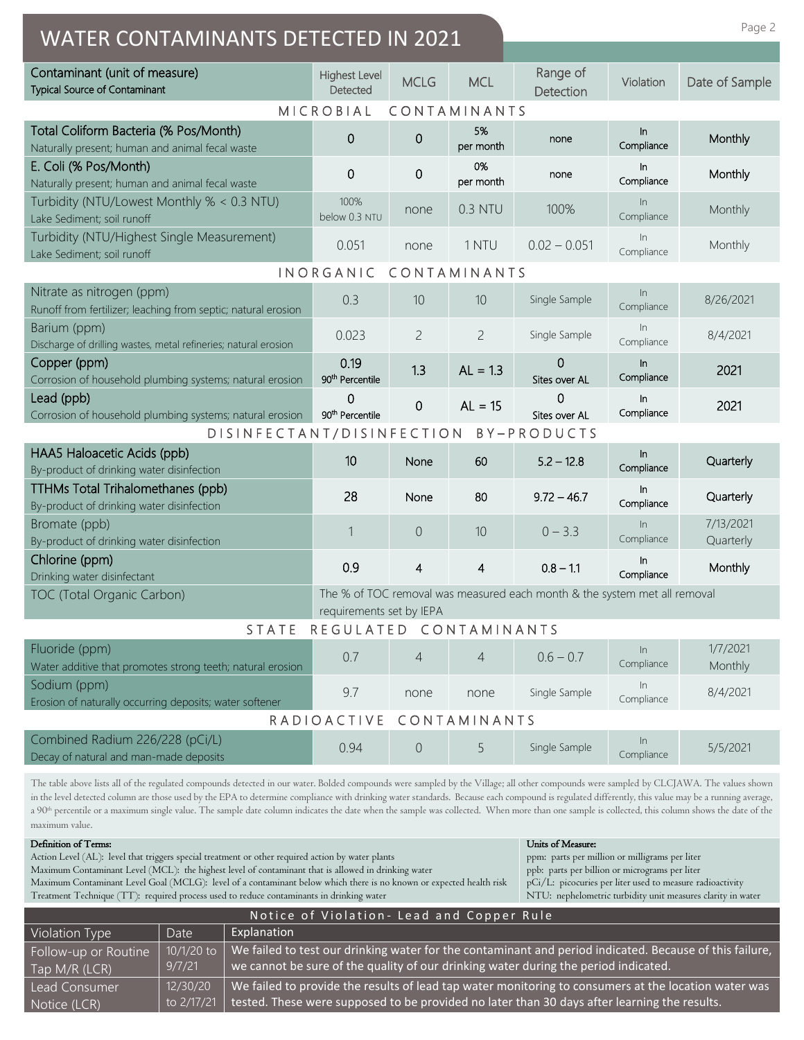# WATER CONTAMINANTS DETECTED IN 2021

| Contaminant (unit of measure) Typical Source of Contaminant | Highest Level Detected | MCLG | MCL | Range of Detection | Violation | Date of Sample |
|---|---|---|---|---|---|---|
| **MICROBIAL CONTAMINANTS** | | | | | | |
| **Total Coliform Bacteria (% Pos/Month)** Naturally present; human and animal fecal waste | **0** | **0** | **5% per month** | **none** | **In Compliance** | **Monthly** |
| **E. Coli (% Pos/Month)** Naturally present; human and animal fecal waste | **0** | **0** | **0% per month** | **none** | **In Compliance** | **Monthly** |
| Turbidity (NTU/Lowest Monthly % < 0.3 NTU) Lake Sediment; soil runoff | 100% below 0.3 NTU | none | 0.3 NTU | 100% | In Compliance | Monthly |
| Turbidity (NTU/Highest Single Measurement) Lake Sediment; soil runoff | 0.051 | none | 1 NTU | 0.02 – 0.051 | In Compliance | Monthly |
| **INORGANIC CONTAMINANTS** | | | | | | |
| Nitrate as nitrogen (ppm) Runoff from fertilizer; leaching from septic; natural erosion | 0.3 | 10 | 10 | Single Sample | In Compliance | 8/26/2021 |
| Barium (ppm) Discharge of drilling wastes, metal refineries; natural erosion | 0.023 | 2 | 2 | Single Sample | In Compliance | 8/4/2021 |
| **Copper (ppm)** Corrosion of household plumbing systems; natural erosion | **0.19 90th Percentile** | **1.3** | **AL = 1.3** | **0 Sites over AL** | **In Compliance** | **2021** |
| **Lead (ppb)** Corrosion of household plumbing systems; natural erosion | **0 90th Percentile** | **0** | **AL = 15** | **0 Sites over AL** | **In Compliance** | **2021** |
| **DISINFECTANT/DISINFECTION BY–PRODUCTS** | | | | | | |
| **HAA5 Haloacetic Acids (ppb)** By-product of drinking water disinfection | **10** | **None** | **60** | **5.2 – 12.8** | **In Compliance** | **Quarterly** |
| **TTHMs Total Trihalomethanes (ppb)** By-product of drinking water disinfection | **28** | **None** | **80** | **9.72 – 46.7** | **In Compliance** | **Quarterly** |
| Bromate (ppb) By-product of drinking water disinfection | 1 | 0 | 10 | 0 – 3.3 | In Compliance | 7/13/2021 Quarterly |
| **Chlorine (ppm)** Drinking water disinfectant | **0.9** | **4** | **4** | **0.8 – 1.1** | **In Compliance** | **Monthly** |
| TOC (Total Organic Carbon) | The % of TOC removal was measured each month & the system met all removal requirements set by IEPA | | | | | |
| **STATE REGULATED CONTAMINANTS** | | | | | | |
| Fluoride (ppm) Water additive that promotes strong teeth; natural erosion | 0.7 | 4 | 4 | 0.6 – 0.7 | In Compliance | 1/7/2021 Monthly |
| Sodium (ppm) Erosion of naturally occurring deposits; water softener | 9.7 | none | none | Single Sample | In Compliance | 8/4/2021 |
| **RADIOACTIVE CONTAMINANTS** | | | | | | |
| Combined Radium 226/228 (pCi/L) Decay of natural and man-made deposits | 0.94 | 0 | 5 | Single Sample | In Compliance | 5/5/2021 |

The table above lists all of the regulated compounds detected in our water. Bolded compounds were sampled by the Village; all other compounds were sampled by CLCJAWA. The values shown in the level detected column are those used by the EPA to determine compliance with drinking water standards. Because each compound is regulated differently, this value may be a running average, a 90th percentile or a maximum single value. The sample date column indicates the date when the sample was collected. When more than one sample is collected, this column shows the date of the maximum value.

**Definition of Terms:**

Action Level (AL): level that triggers special treatment or other required action by water plants
Maximum Contaminant Level (MCL): the highest level of contaminant that is allowed in drinking water
Maximum Contaminant Level Goal (MCLG): level of a contaminant below which there is no known or expected health risk
Treatment Technique (TT): required process used to reduce contaminants in drinking water

**Units of Measure:**

ppm: parts per million or milligrams per liter
ppb: parts per billion or micrograms per liter
pCi/L: picocuries per liter used to measure radioactivity
NTU: nephelometric turbidity unit measures clarity in water

## Notice of Violation- Lead and Copper Rule

| Violation Type | Date | Explanation |
|---|---|---|
| Follow-up or Routine Tap M/R (LCR) | 10/1/20 to 9/7/21 | We failed to test our drinking water for the contaminant and period indicated. Because of this failure, we cannot be sure of the quality of our drinking water during the period indicated. |
| Lead Consumer Notice (LCR) | 12/30/20 to 2/17/21 | We failed to provide the results of lead tap water monitoring to consumers at the location water was tested. These were supposed to be provided no later than 30 days after learning the results. |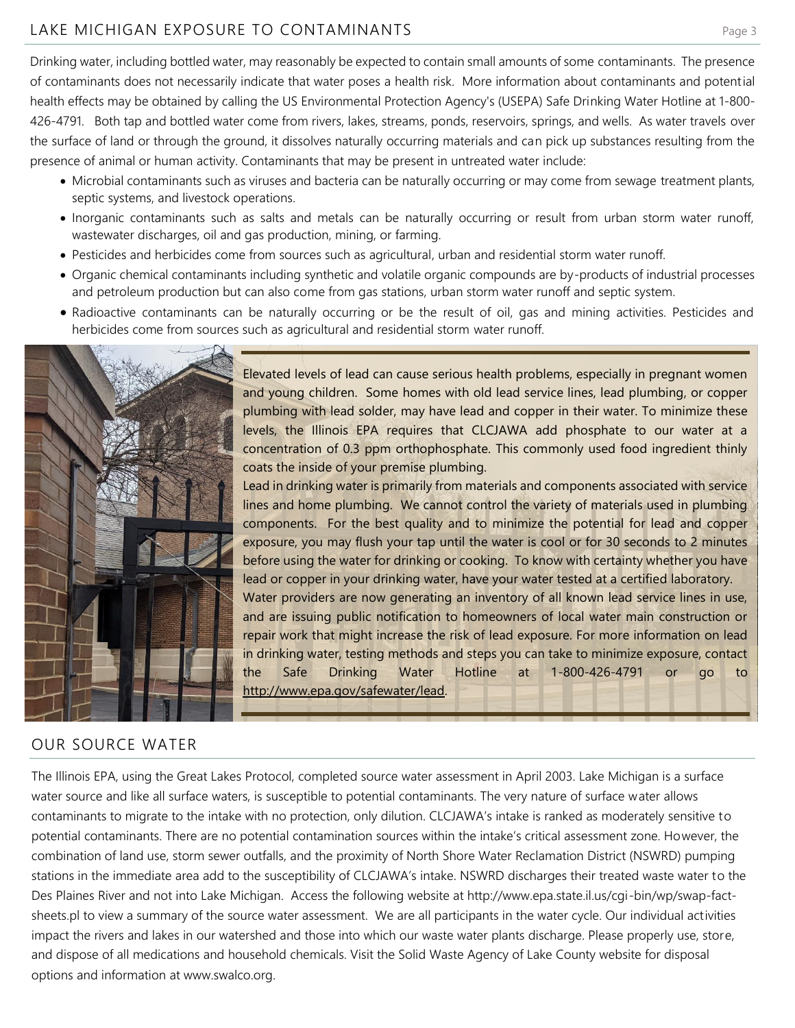## LAKE MICHIGAN EXPOSURE TO CONTAMINANTS

Drinking water, including bottled water, may reasonably be expected to contain small amounts of some contaminants. The presence of contaminants does not necessarily indicate that water poses a health risk. More information about contaminants and potential health effects may be obtained by calling the US Environmental Protection Agency's (USEPA) Safe Drinking Water Hotline at 1-800-426-4791. Both tap and bottled water come from rivers, lakes, streams, ponds, reservoirs, springs, and wells. As water travels over the surface of land or through the ground, it dissolves naturally occurring materials and can pick up substances resulting from the presence of animal or human activity. Contaminants that may be present in untreated water include:

- Microbial contaminants such as viruses and bacteria can be naturally occurring or may come from sewage treatment plants, septic systems, and livestock operations.
- Inorganic contaminants such as salts and metals can be naturally occurring or result from urban storm water runoff, wastewater discharges, oil and gas production, mining, or farming.
- Pesticides and herbicides come from sources such as agricultural, urban and residential storm water runoff.
- Organic chemical contaminants including synthetic and volatile organic compounds are by-products of industrial processes and petroleum production but can also come from gas stations, urban storm water runoff and septic system.
- Radioactive contaminants can be naturally occurring or be the result of oil, gas and mining activities. Pesticides and herbicides come from sources such as agricultural and residential storm water runoff.

Elevated levels of lead can cause serious health problems, especially in pregnant women and young children. Some homes with old lead service lines, lead plumbing, or copper plumbing with lead solder, may have lead and copper in their water. To minimize these levels, the Illinois EPA requires that CLCJAWA add phosphate to our water at a concentration of 0.3 ppm orthophosphate. This commonly used food ingredient thinly coats the inside of your premise plumbing.

Lead in drinking water is primarily from materials and components associated with service lines and home plumbing. We cannot control the variety of materials used in plumbing components. For the best quality and to minimize the potential for lead and copper exposure, you may flush your tap until the water is cool or for 30 seconds to 2 minutes before using the water for drinking or cooking. To know with certainty whether you have lead or copper in your drinking water, have your water tested at a certified laboratory.

Water providers are now generating an inventory of all known lead service lines in use, and are issuing public notification to homeowners of local water main construction or repair work that might increase the risk of lead exposure. For more information on lead in drinking water, testing methods and steps you can take to minimize exposure, contact the Safe Drinking Water Hotline at 1-800-426-4791 or go to http://www.epa.gov/safewater/lead.

## OUR SOURCE WATER

The Illinois EPA, using the Great Lakes Protocol, completed source water assessment in April 2003. Lake Michigan is a surface water source and like all surface waters, is susceptible to potential contaminants. The very nature of surface water allows contaminants to migrate to the intake with no protection, only dilution. CLCJAWA's intake is ranked as moderately sensitive to potential contaminants. There are no potential contamination sources within the intake's critical assessment zone. However, the combination of land use, storm sewer outfalls, and the proximity of North Shore Water Reclamation District (NSWRD) pumping stations in the immediate area add to the susceptibility of CLCJAWA's intake. NSWRD discharges their treated waste water to the Des Plaines River and not into Lake Michigan. Access the following website at http://www.epa.state.il.us/cgi-bin/wp/swap-fact-sheets.pl to view a summary of the source water assessment. We are all participants in the water cycle. Our individual activities impact the rivers and lakes in our watershed and those into which our waste water plants discharge. Please properly use, store, and dispose of all medications and household chemicals. Visit the Solid Waste Agency of Lake County website for disposal options and information at www.swalco.org.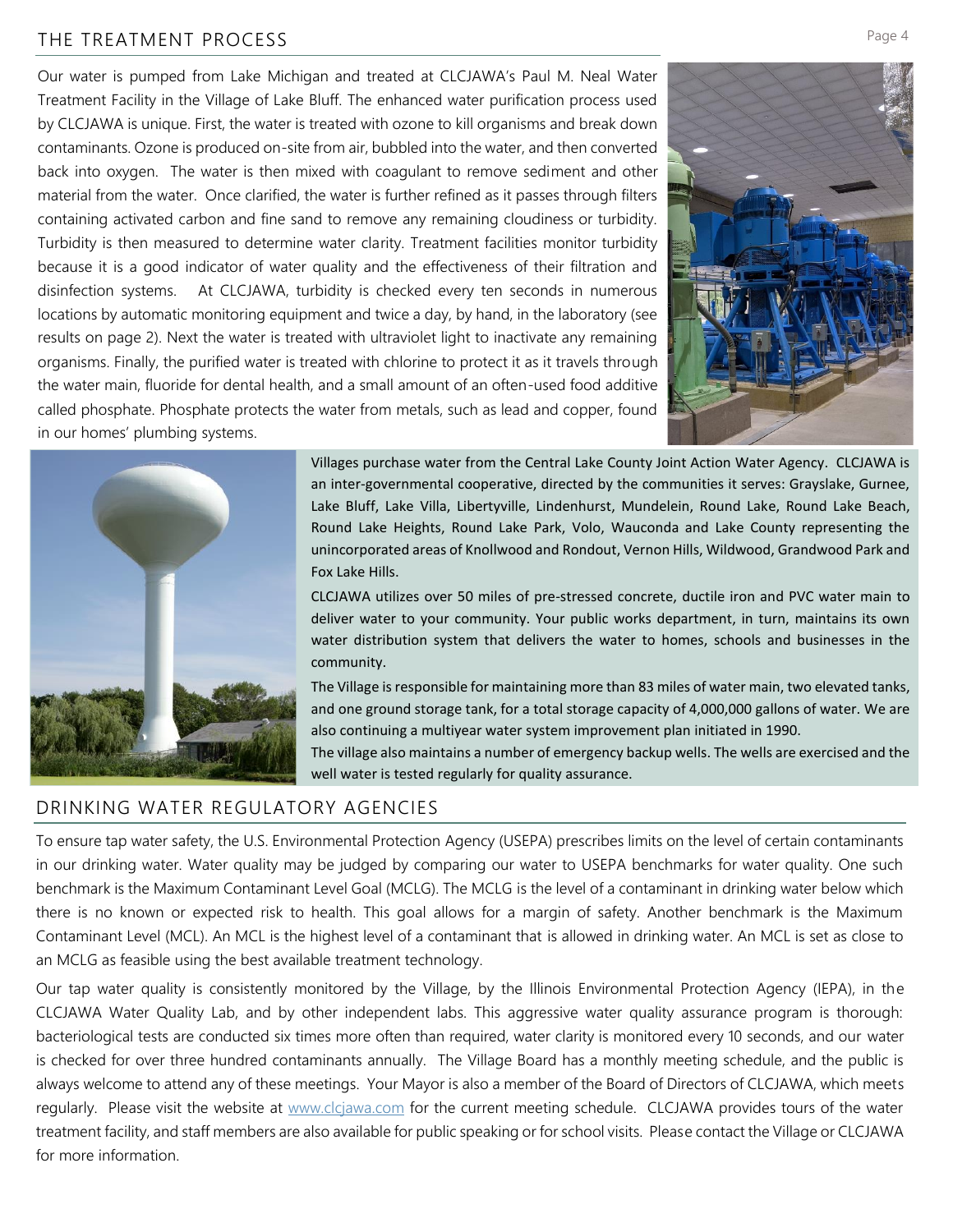## THE TREATMENT PROCESS

Our water is pumped from Lake Michigan and treated at CLCJAWA's Paul M. Neal Water Treatment Facility in the Village of Lake Bluff. The enhanced water purification process used by CLCJAWA is unique. First, the water is treated with ozone to kill organisms and break down contaminants. Ozone is produced on-site from air, bubbled into the water, and then converted back into oxygen. The water is then mixed with coagulant to remove sediment and other material from the water. Once clarified, the water is further refined as it passes through filters containing activated carbon and fine sand to remove any remaining cloudiness or turbidity. Turbidity is then measured to determine water clarity. Treatment facilities monitor turbidity because it is a good indicator of water quality and the effectiveness of their filtration and disinfection systems. At CLCJAWA, turbidity is checked every ten seconds in numerous locations by automatic monitoring equipment and twice a day, by hand, in the laboratory (see results on page 2). Next the water is treated with ultraviolet light to inactivate any remaining organisms. Finally, the purified water is treated with chlorine to protect it as it travels through the water main, fluoride for dental health, and a small amount of an often-used food additive called phosphate. Phosphate protects the water from metals, such as lead and copper, found in our homes' plumbing systems.

Villages purchase water from the Central Lake County Joint Action Water Agency. CLCJAWA is an inter-governmental cooperative, directed by the communities it serves: Grayslake, Gurnee, Lake Bluff, Lake Villa, Libertyville, Lindenhurst, Mundelein, Round Lake, Round Lake Beach, Round Lake Heights, Round Lake Park, Volo, Wauconda and Lake County representing the unincorporated areas of Knollwood and Rondout, Vernon Hills, Wildwood, Grandwood Park and Fox Lake Hills.

CLCJAWA utilizes over 50 miles of pre-stressed concrete, ductile iron and PVC water main to deliver water to your community. Your public works department, in turn, maintains its own water distribution system that delivers the water to homes, schools and businesses in the community.

The Village is responsible for maintaining more than 83 miles of water main, two elevated tanks, and one ground storage tank, for a total storage capacity of 4,000,000 gallons of water. We are also continuing a multiyear water system improvement plan initiated in 1990.

The village also maintains a number of emergency backup wells. The wells are exercised and the well water is tested regularly for quality assurance.

## DRINKING WATER REGULATORY AGENCIES

To ensure tap water safety, the U.S. Environmental Protection Agency (USEPA) prescribes limits on the level of certain contaminants in our drinking water. Water quality may be judged by comparing our water to USEPA benchmarks for water quality. One such benchmark is the Maximum Contaminant Level Goal (MCLG). The MCLG is the level of a contaminant in drinking water below which there is no known or expected risk to health. This goal allows for a margin of safety. Another benchmark is the Maximum Contaminant Level (MCL). An MCL is the highest level of a contaminant that is allowed in drinking water. An MCL is set as close to an MCLG as feasible using the best available treatment technology.

Our tap water quality is consistently monitored by the Village, by the Illinois Environmental Protection Agency (IEPA), in the CLCJAWA Water Quality Lab, and by other independent labs. This aggressive water quality assurance program is thorough: bacteriological tests are conducted six times more often than required, water clarity is monitored every 10 seconds, and our water is checked for over three hundred contaminants annually. The Village Board has a monthly meeting schedule, and the public is always welcome to attend any of these meetings. Your Mayor is also a member of the Board of Directors of CLCJAWA, which meets regularly. Please visit the website at www.clcjawa.com for the current meeting schedule. CLCJAWA provides tours of the water treatment facility, and staff members are also available for public speaking or for school visits. Please contact the Village or CLCJAWA for more information.